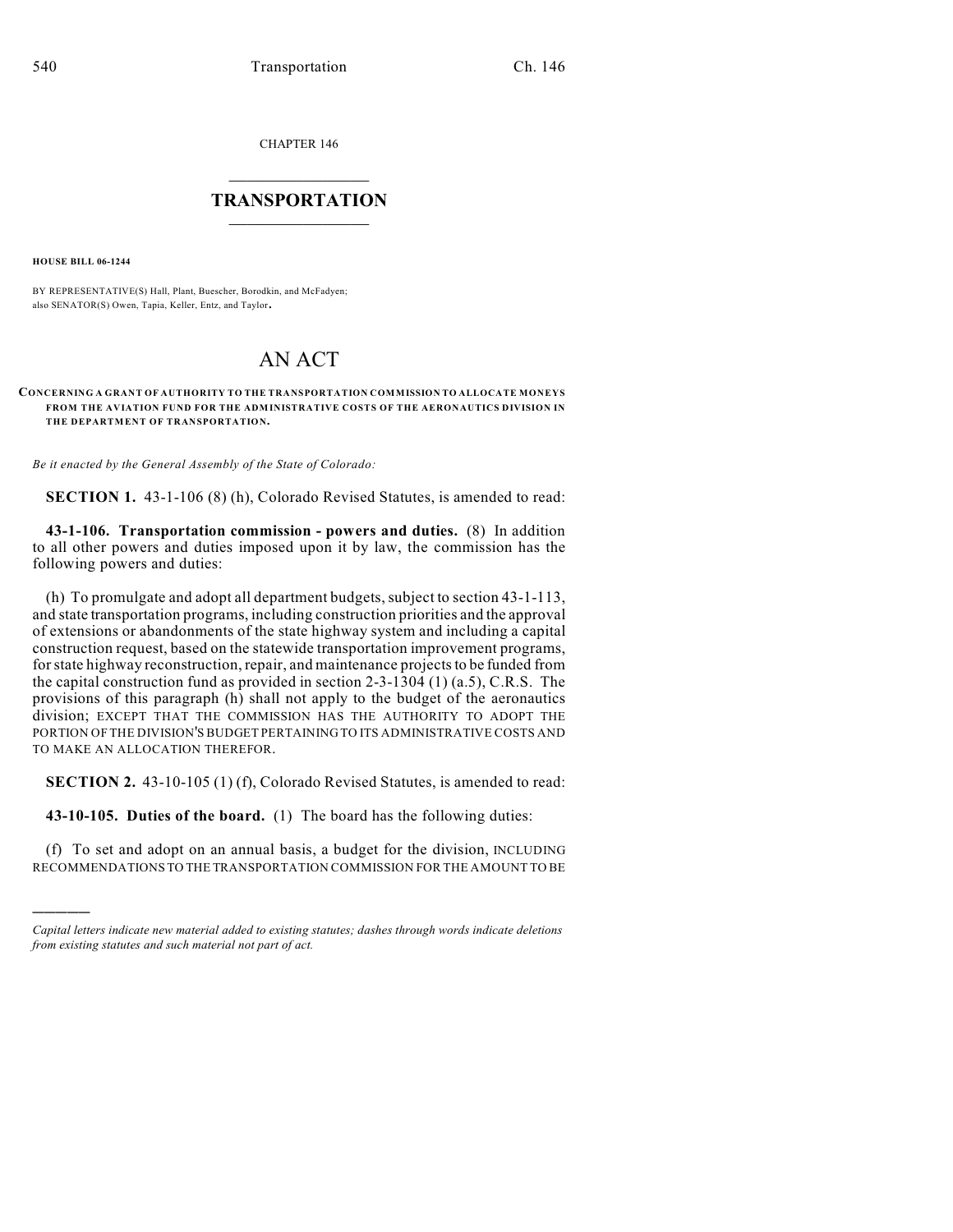CHAPTER 146

# TRANSPORTATION

**HOUSE BILL 06-1244**

BY REPRESENTATIVE(S) Hall, Plant, Buescher, Borodkin, and McFadyen;
also SENATOR(S) Owen, Tapia, Keller, Entz, and Taylor.

# AN ACT

**CONCERNING A GRANT OF AUTHORITY TO THE TRANSPORTATION COMMISSION TO ALLOCATE MONEYS FROM THE AVIATION FUND FOR THE ADMINISTRATIVE COSTS OF THE AERONAUTICS DIVISION IN THE DEPARTMENT OF TRANSPORTATION.**

*Be it enacted by the General Assembly of the State of Colorado:*

**SECTION 1.** 43-1-106 (8) (h), Colorado Revised Statutes, is amended to read:

**43-1-106. Transportation commission - powers and duties.** (8) In addition to all other powers and duties imposed upon it by law, the commission has the following powers and duties:

(h) To promulgate and adopt all department budgets, subject to section 43-1-113, and state transportation programs, including construction priorities and the approval of extensions or abandonments of the state highway system and including a capital construction request, based on the statewide transportation improvement programs, for state highway reconstruction, repair, and maintenance projects to be funded from the capital construction fund as provided in section 2-3-1304 (1) (a.5), C.R.S. The provisions of this paragraph (h) shall not apply to the budget of the aeronautics division; EXCEPT THAT THE COMMISSION HAS THE AUTHORITY TO ADOPT THE PORTION OF THE DIVISION'S BUDGET PERTAINING TO ITS ADMINISTRATIVE COSTS AND TO MAKE AN ALLOCATION THEREFOR.

**SECTION 2.** 43-10-105 (1) (f), Colorado Revised Statutes, is amended to read:

**43-10-105. Duties of the board.** (1) The board has the following duties:

(f) To set and adopt on an annual basis, a budget for the division, INCLUDING RECOMMENDATIONS TO THE TRANSPORTATION COMMISSION FOR THE AMOUNT TO BE

*Capital letters indicate new material added to existing statutes; dashes through words indicate deletions from existing statutes and such material not part of act.*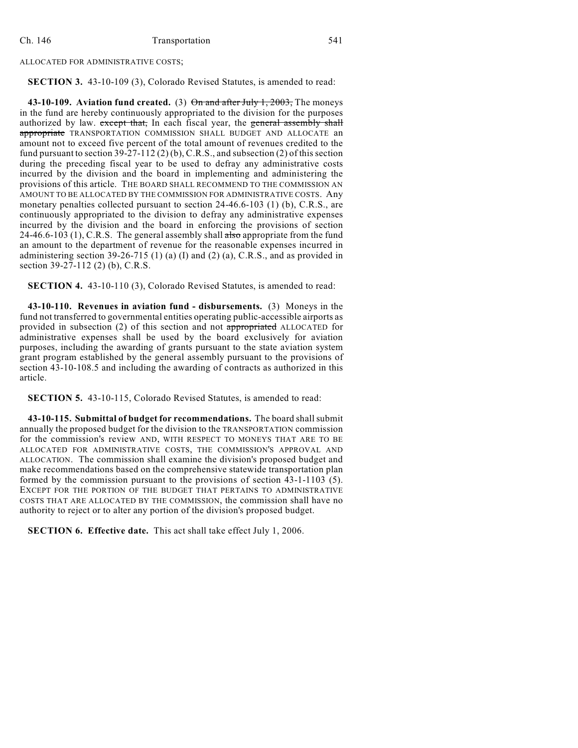ALLOCATED FOR ADMINISTRATIVE COSTS;

**SECTION 3.** 43-10-109 (3), Colorado Revised Statutes, is amended to read:

**43-10-109. Aviation fund created.** (3) ~~On and after July 1, 2003,~~ The moneys in the fund are hereby continuously appropriated to the division for the purposes authorized by law. ~~except that,~~ In each fiscal year, the ~~general assembly shall appropriate~~ TRANSPORTATION COMMISSION SHALL BUDGET AND ALLOCATE an amount not to exceed five percent of the total amount of revenues credited to the fund pursuant to section 39-27-112 (2) (b), C.R.S., and subsection (2) of this section during the preceding fiscal year to be used to defray any administrative costs incurred by the division and the board in implementing and administering the provisions of this article. THE BOARD SHALL RECOMMEND TO THE COMMISSION AN AMOUNT TO BE ALLOCATED BY THE COMMISSION FOR ADMINISTRATIVE COSTS. Any monetary penalties collected pursuant to section 24-46.6-103 (1) (b), C.R.S., are continuously appropriated to the division to defray any administrative expenses incurred by the division and the board in enforcing the provisions of section 24-46.6-103 (1), C.R.S. The general assembly shall ~~also~~ appropriate from the fund an amount to the department of revenue for the reasonable expenses incurred in administering section 39-26-715 (1) (a) (I) and (2) (a), C.R.S., and as provided in section 39-27-112 (2) (b), C.R.S.

**SECTION 4.** 43-10-110 (3), Colorado Revised Statutes, is amended to read:

**43-10-110. Revenues in aviation fund - disbursements.** (3) Moneys in the fund not transferred to governmental entities operating public-accessible airports as provided in subsection (2) of this section and not ~~appropriated~~ ALLOCATED for administrative expenses shall be used by the board exclusively for aviation purposes, including the awarding of grants pursuant to the state aviation system grant program established by the general assembly pursuant to the provisions of section 43-10-108.5 and including the awarding of contracts as authorized in this article.

**SECTION 5.** 43-10-115, Colorado Revised Statutes, is amended to read:

**43-10-115. Submittal of budget for recommendations.** The board shall submit annually the proposed budget for the division to the TRANSPORTATION commission for the commission's review AND, WITH RESPECT TO MONEYS THAT ARE TO BE ALLOCATED FOR ADMINISTRATIVE COSTS, THE COMMISSION'S APPROVAL AND ALLOCATION. The commission shall examine the division's proposed budget and make recommendations based on the comprehensive statewide transportation plan formed by the commission pursuant to the provisions of section 43-1-1103 (5). EXCEPT FOR THE PORTION OF THE BUDGET THAT PERTAINS TO ADMINISTRATIVE COSTS THAT ARE ALLOCATED BY THE COMMISSION, the commission shall have no authority to reject or to alter any portion of the division's proposed budget.

**SECTION 6. Effective date.** This act shall take effect July 1, 2006.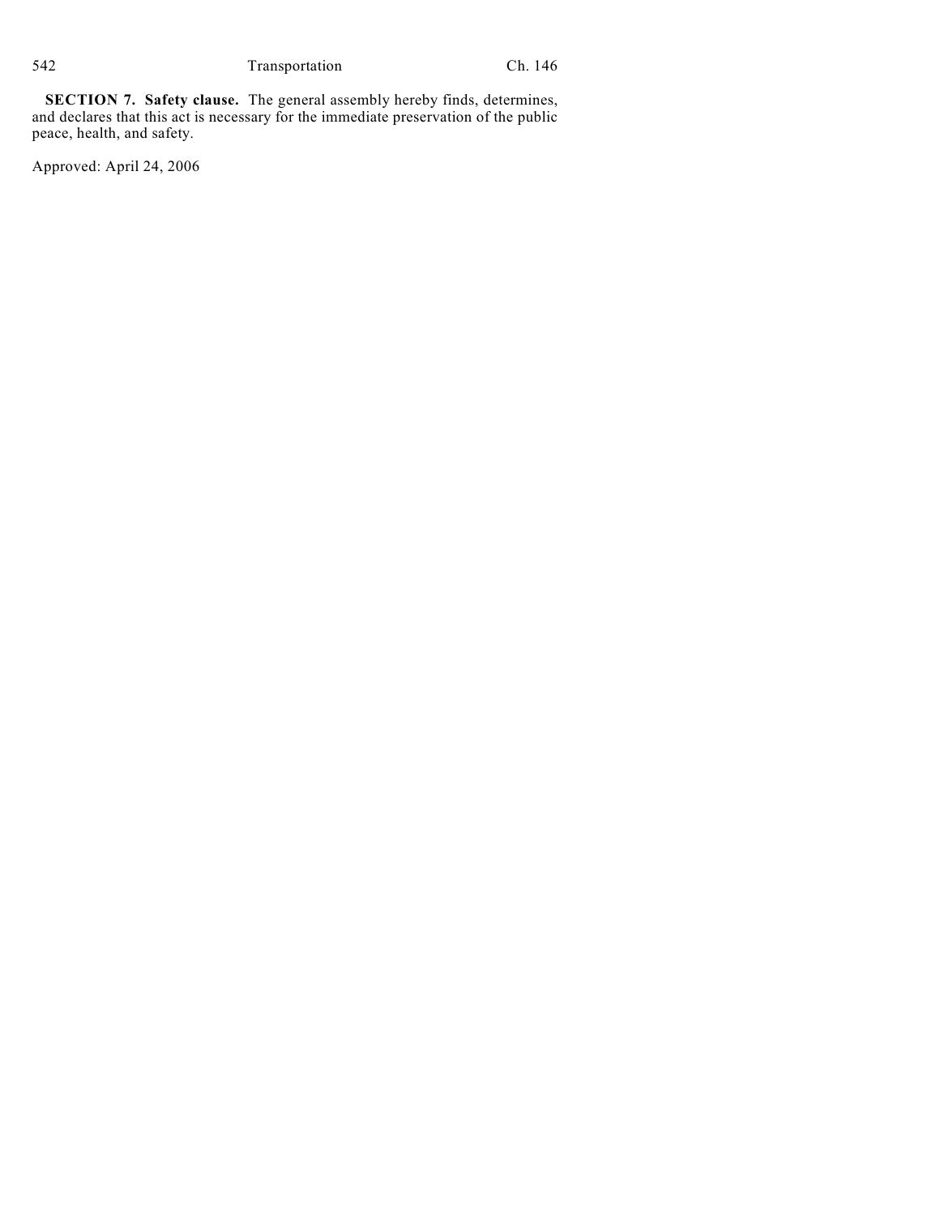**SECTION 7. Safety clause.** The general assembly hereby finds, determines, and declares that this act is necessary for the immediate preservation of the public peace, health, and safety.

Approved: April 24, 2006